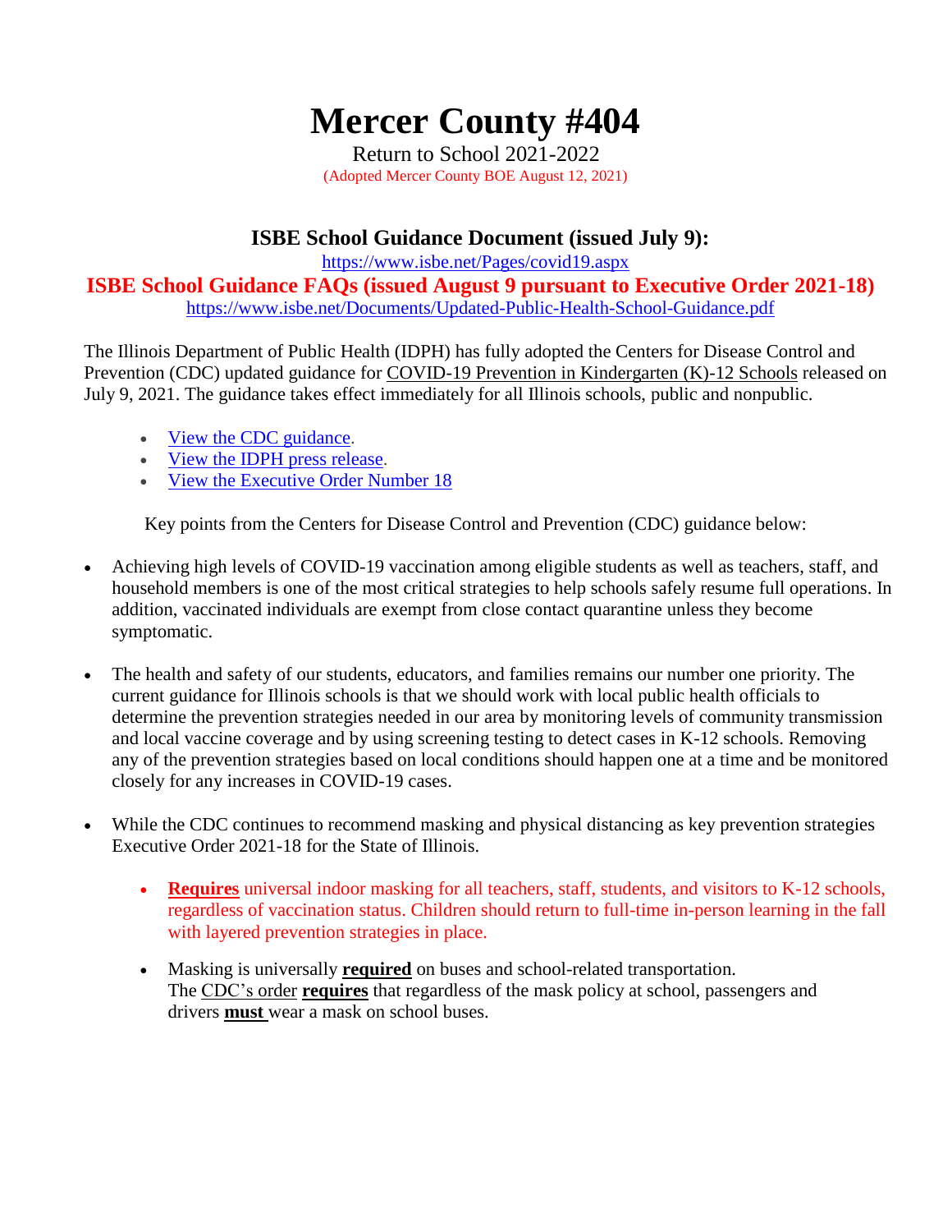# Mercer County #404

Return to School 2021-2022

(Adopted Mercer County BOE August 12, 2021)

## ISBE School Guidance Document (issued July 9):

https://www.isbe.net/Pages/covid19.aspx

## ISBE School Guidance FAQs (issued August 9 pursuant to Executive Order 2021-18)

https://www.isbe.net/Documents/Updated-Public-Health-School-Guidance.pdf

The Illinois Department of Public Health (IDPH) has fully adopted the Centers for Disease Control and Prevention (CDC) updated guidance for COVID-19 Prevention in Kindergarten (K)-12 Schools released on July 9, 2021. The guidance takes effect immediately for all Illinois schools, public and nonpublic.

- View the CDC guidance.
- View the IDPH press release.
- View the Executive Order Number 18

Key points from the Centers for Disease Control and Prevention (CDC) guidance below:

- Achieving high levels of COVID-19 vaccination among eligible students as well as teachers, staff, and household members is one of the most critical strategies to help schools safely resume full operations. In addition, vaccinated individuals are exempt from close contact quarantine unless they become symptomatic.

- The health and safety of our students, educators, and families remains our number one priority. The current guidance for Illinois schools is that we should work with local public health officials to determine the prevention strategies needed in our area by monitoring levels of community transmission and local vaccine coverage and by using screening testing to detect cases in K-12 schools. Removing any of the prevention strategies based on local conditions should happen one at a time and be monitored closely for any increases in COVID-19 cases.

- While the CDC continues to recommend masking and physical distancing as key prevention strategies Executive Order 2021-18 for the State of Illinois.

  - **Requires** universal indoor masking for all teachers, staff, students, and visitors to K-12 schools, regardless of vaccination status. Children should return to full-time in-person learning in the fall with layered prevention strategies in place.

  - Masking is universally **required** on buses and school-related transportation. The CDC's order **requires** that regardless of the mask policy at school, passengers and drivers **must** wear a mask on school buses.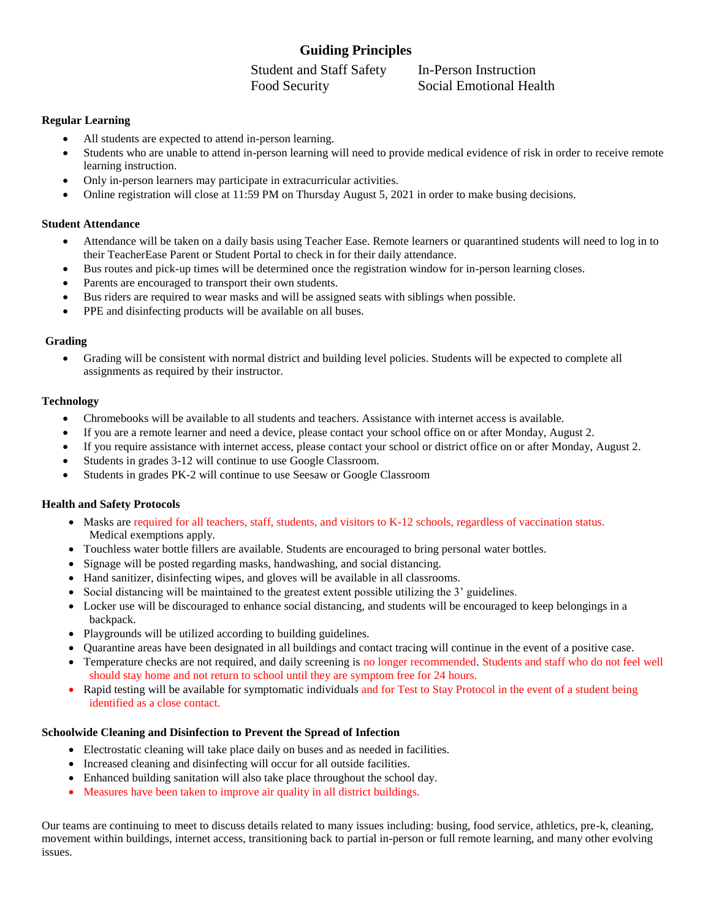# Guiding Principles

Student and Staff Safety
In-Person Instruction
Food Security
Social Emotional Health

**Regular Learning**

- All students are expected to attend in-person learning.
- Students who are unable to attend in-person learning will need to provide medical evidence of risk in order to receive remote learning instruction.
- Only in-person learners may participate in extracurricular activities.
- Online registration will close at 11:59 PM on Thursday August 5, 2021 in order to make busing decisions.

**Student Attendance**

- Attendance will be taken on a daily basis using Teacher Ease. Remote learners or quarantined students will need to log in to their TeacherEase Parent or Student Portal to check in for their daily attendance.
- Bus routes and pick-up times will be determined once the registration window for in-person learning closes.
- Parents are encouraged to transport their own students.
- Bus riders are required to wear masks and will be assigned seats with siblings when possible.
- PPE and disinfecting products will be available on all buses.

**Grading**

- Grading will be consistent with normal district and building level policies. Students will be expected to complete all assignments as required by their instructor.

**Technology**

- Chromebooks will be available to all students and teachers. Assistance with internet access is available.
- If you are a remote learner and need a device, please contact your school office on or after Monday, August 2.
- If you require assistance with internet access, please contact your school or district office on or after Monday, August 2.
- Students in grades 3-12 will continue to use Google Classroom.
- Students in grades PK-2 will continue to use Seesaw or Google Classroom

**Health and Safety Protocols**

- Masks are required for all teachers, staff, students, and visitors to K-12 schools, regardless of vaccination status. Medical exemptions apply.
- Touchless water bottle fillers are available. Students are encouraged to bring personal water bottles.
- Signage will be posted regarding masks, handwashing, and social distancing.
- Hand sanitizer, disinfecting wipes, and gloves will be available in all classrooms.
- Social distancing will be maintained to the greatest extent possible utilizing the 3' guidelines.
- Locker use will be discouraged to enhance social distancing, and students will be encouraged to keep belongings in a backpack.
- Playgrounds will be utilized according to building guidelines.
- Quarantine areas have been designated in all buildings and contact tracing will continue in the event of a positive case.
- Temperature checks are not required, and daily screening is no longer recommended. Students and staff who do not feel well should stay home and not return to school until they are symptom free for 24 hours.
- Rapid testing will be available for symptomatic individuals and for Test to Stay Protocol in the event of a student being identified as a close contact.

**Schoolwide Cleaning and Disinfection to Prevent the Spread of Infection**

- Electrostatic cleaning will take place daily on buses and as needed in facilities.
- Increased cleaning and disinfecting will occur for all outside facilities.
- Enhanced building sanitation will also take place throughout the school day.
- Measures have been taken to improve air quality in all district buildings.

Our teams are continuing to meet to discuss details related to many issues including: busing, food service, athletics, pre-k, cleaning, movement within buildings, internet access, transitioning back to partial in-person or full remote learning, and many other evolving issues.